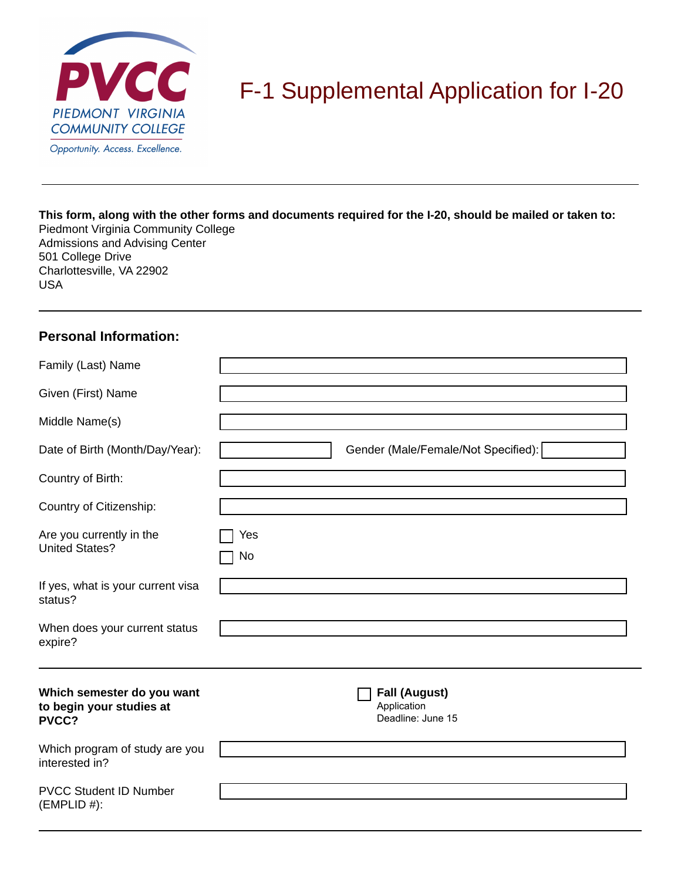PIEDMONT VIRGINIA COMMUNITY COLLEGE

*Opportunity. Access. Excellence.*

# F-1 Supplemental Application for I-20

---

**This form, along with the other forms and documents required for the I-20, should be mailed or taken to:**
Piedmont Virginia Community College
Admissions and Advising Center
501 College Drive
Charlottesville, VA 22902
USA

---

## Personal Information:

Family (Last) Name: ____________________

Given (First) Name: ____________________

Middle Name(s): ____________________

Date of Birth (Month/Day/Year): __________ Gender (Male/Female/Not Specified): __________

Country of Birth: ____________________

Country of Citizenship: ____________________

Are you currently in the United States?

- ☐ Yes
- ☐ No

If yes, what is your current visa status? ____________________

When does your current status expire? ____________________

---

**Which semester do you want to begin your studies at PVCC?**

☐ **Fall (August)**
Application Deadline: June 15

Which program of study are you interested in? ____________________

PVCC Student ID Number (EMPLID #): ____________________

---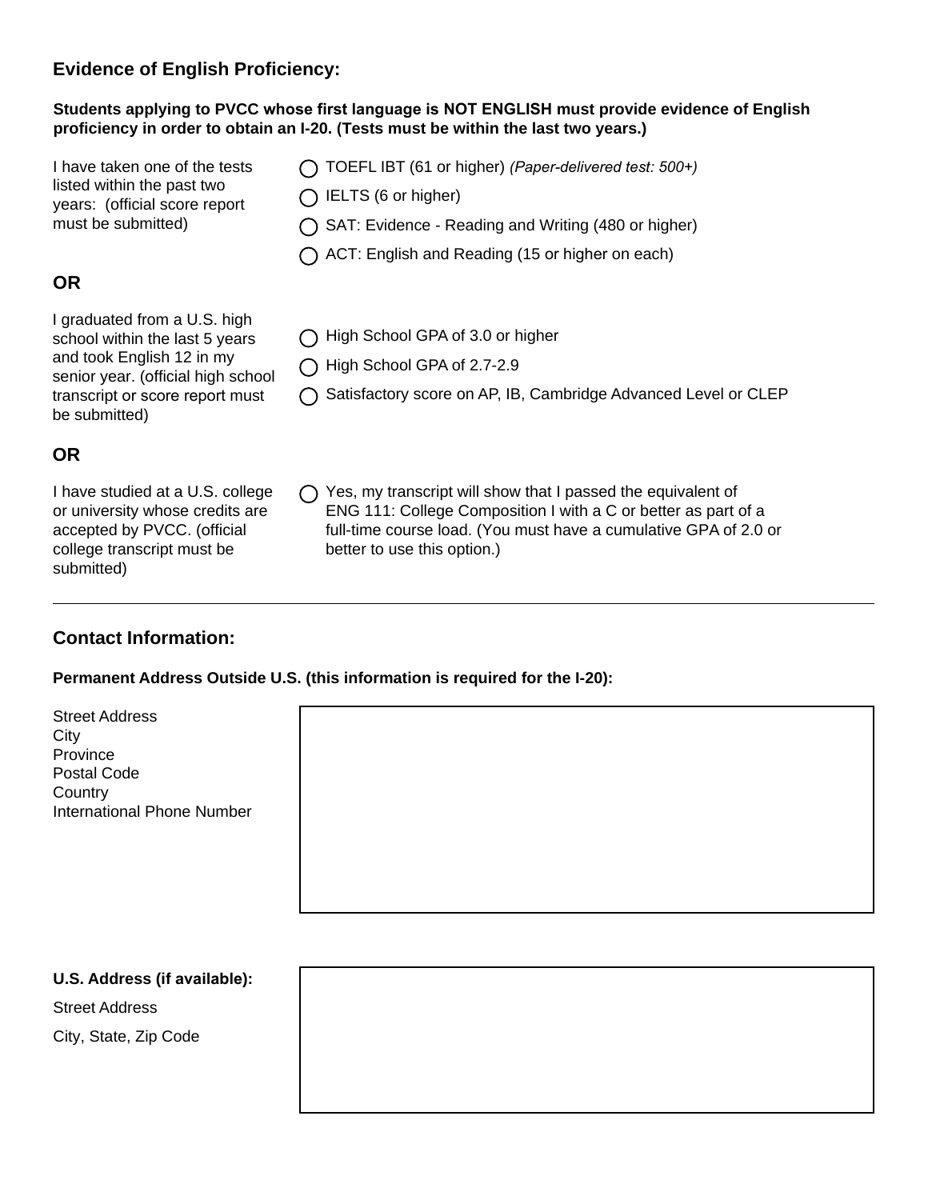## Evidence of English Proficiency:

**Students applying to PVCC whose first language is NOT ENGLISH must provide evidence of English proficiency in order to obtain an I-20. (Tests must be within the last two years.)**

I have taken one of the tests listed within the past two years: (official score report must be submitted)

- ◯ TOEFL IBT (61 or higher) *(Paper-delivered test: 500+)*
- ◯ IELTS (6 or higher)
- ◯ SAT: Evidence - Reading and Writing (480 or higher)
- ◯ ACT: English and Reading (15 or higher on each)

### OR

I graduated from a U.S. high school within the last 5 years and took English 12 in my senior year. (official high school transcript or score report must be submitted)

- ◯ High School GPA of 3.0 or higher
- ◯ High School GPA of 2.7-2.9
- ◯ Satisfactory score on AP, IB, Cambridge Advanced Level or CLEP

### OR

I have studied at a U.S. college or university whose credits are accepted by PVCC. (official college transcript must be submitted)

- ◯ Yes, my transcript will show that I passed the equivalent of ENG 111: College Composition I with a C or better as part of a full-time course load. (You must have a cumulative GPA of 2.0 or better to use this option.)

---

## Contact Information:

**Permanent Address Outside U.S. (this information is required for the I-20):**

Street Address
City
Province
Postal Code
Country
International Phone Number

**U.S. Address (if available):**

Street Address

City, State, Zip Code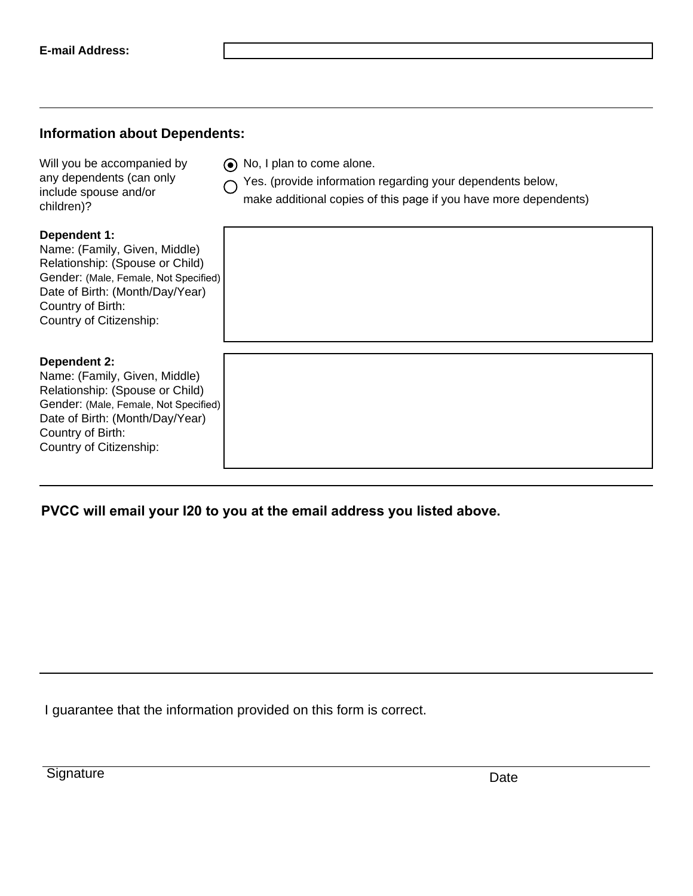**E-mail Address:**

---

## Information about Dependents:

Will you be accompanied by any dependents (can only include spouse and/or children)?

- (●) No, I plan to come alone.
- ( ) Yes. (provide information regarding your dependents below, make additional copies of this page if you have more dependents)

**Dependent 1:**
Name: (Family, Given, Middle)
Relationship: (Spouse or Child)
Gender: (Male, Female, Not Specified)
Date of Birth: (Month/Day/Year)
Country of Birth:
Country of Citizenship:

**Dependent 2:**
Name: (Family, Given, Middle)
Relationship: (Spouse or Child)
Gender: (Male, Female, Not Specified)
Date of Birth: (Month/Day/Year)
Country of Birth:
Country of Citizenship:

---

**PVCC will email your I20 to you at the email address you listed above.**

---

I guarantee that the information provided on this form is correct.

Signature

Date